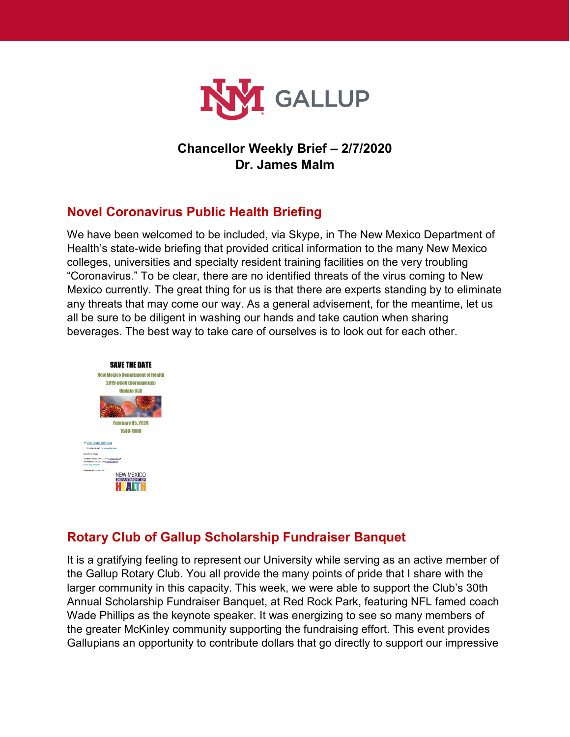**Chancellor Weekly Brief – 2/7/2020**
**Dr. James Malm**

## Novel Coronavirus Public Health Briefing

We have been welcomed to be included, via Skype, in The New Mexico Department of Health's state-wide briefing that provided critical information to the many New Mexico colleges, universities and specialty resident training facilities on the very troubling "Coronavirus." To be clear, there are no identified threats of the virus coming to New Mexico currently. The great thing for us is that there are experts standing by to eliminate any threats that may come our way. As a general advisement, for the meantime, let us all be sure to be diligent in washing our hands and take caution when sharing beverages. The best way to take care of ourselves is to look out for each other.

SAVE THE DATE
New Mexico Department of Health
2019-nCoV (Coronavirus)
Update Call

February 05, 2020
1530-1600

Join Skype Meeting

NEW MEXICO DEPARTMENT OF HEALTH

## Rotary Club of Gallup Scholarship Fundraiser Banquet

It is a gratifying feeling to represent our University while serving as an active member of the Gallup Rotary Club. You all provide the many points of pride that I share with the larger community in this capacity. This week, we were able to support the Club's 30th Annual Scholarship Fundraiser Banquet, at Red Rock Park, featuring NFL famed coach Wade Phillips as the keynote speaker. It was energizing to see so many members of the greater McKinley community supporting the fundraising effort. This event provides Gallupians an opportunity to contribute dollars that go directly to support our impressive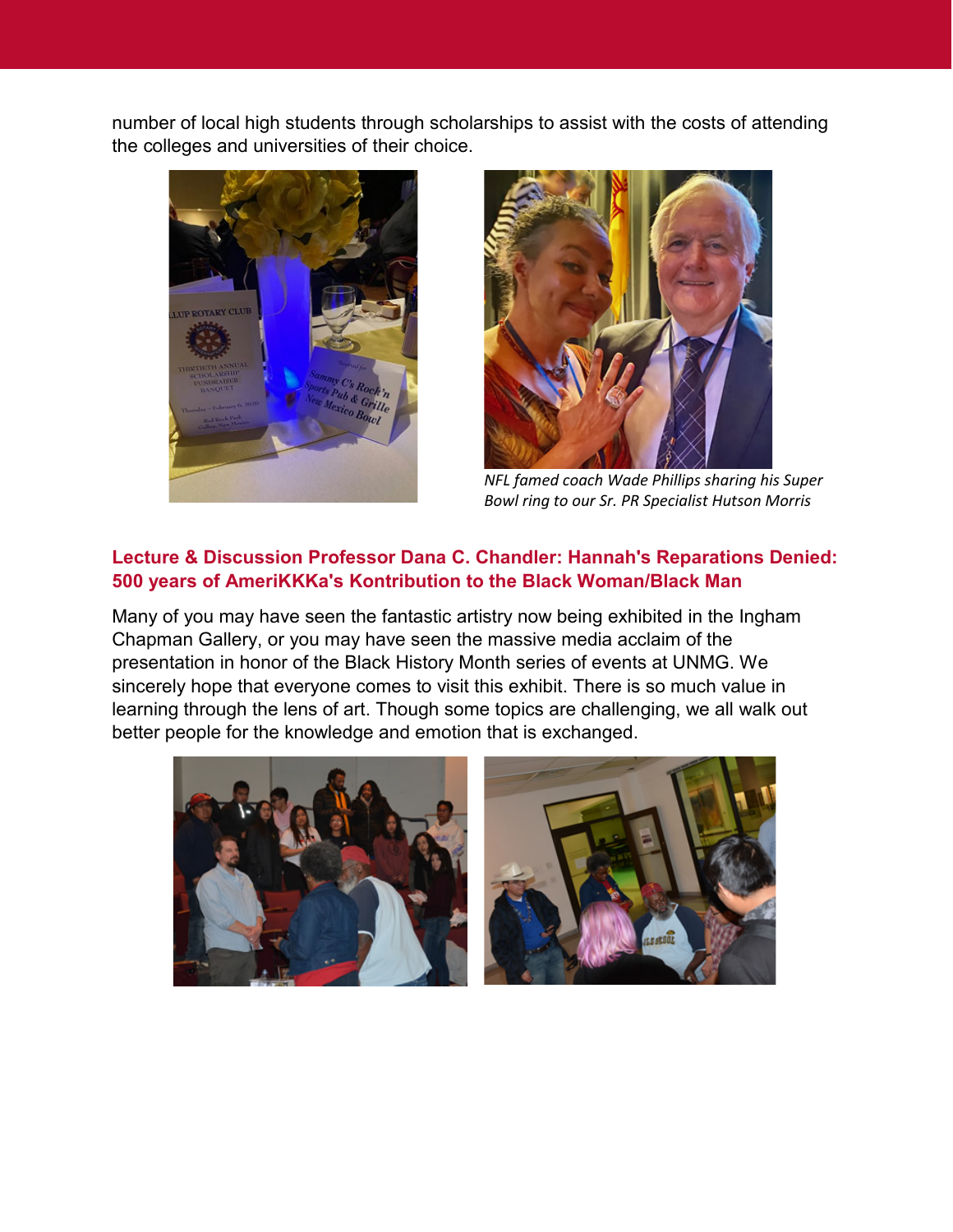number of local high students through scholarships to assist with the costs of attending the colleges and universities of their choice.

*NFL famed coach Wade Phillips sharing his Super Bowl ring to our Sr. PR Specialist Hutson Morris*

## Lecture & Discussion Professor Dana C. Chandler: Hannah's Reparations Denied: 500 years of AmeriKKKa's Kontribution to the Black Woman/Black Man

Many of you may have seen the fantastic artistry now being exhibited in the Ingham Chapman Gallery, or you may have seen the massive media acclaim of the presentation in honor of the Black History Month series of events at UNMG. We sincerely hope that everyone comes to visit this exhibit. There is so much value in learning through the lens of art. Though some topics are challenging, we all walk out better people for the knowledge and emotion that is exchanged.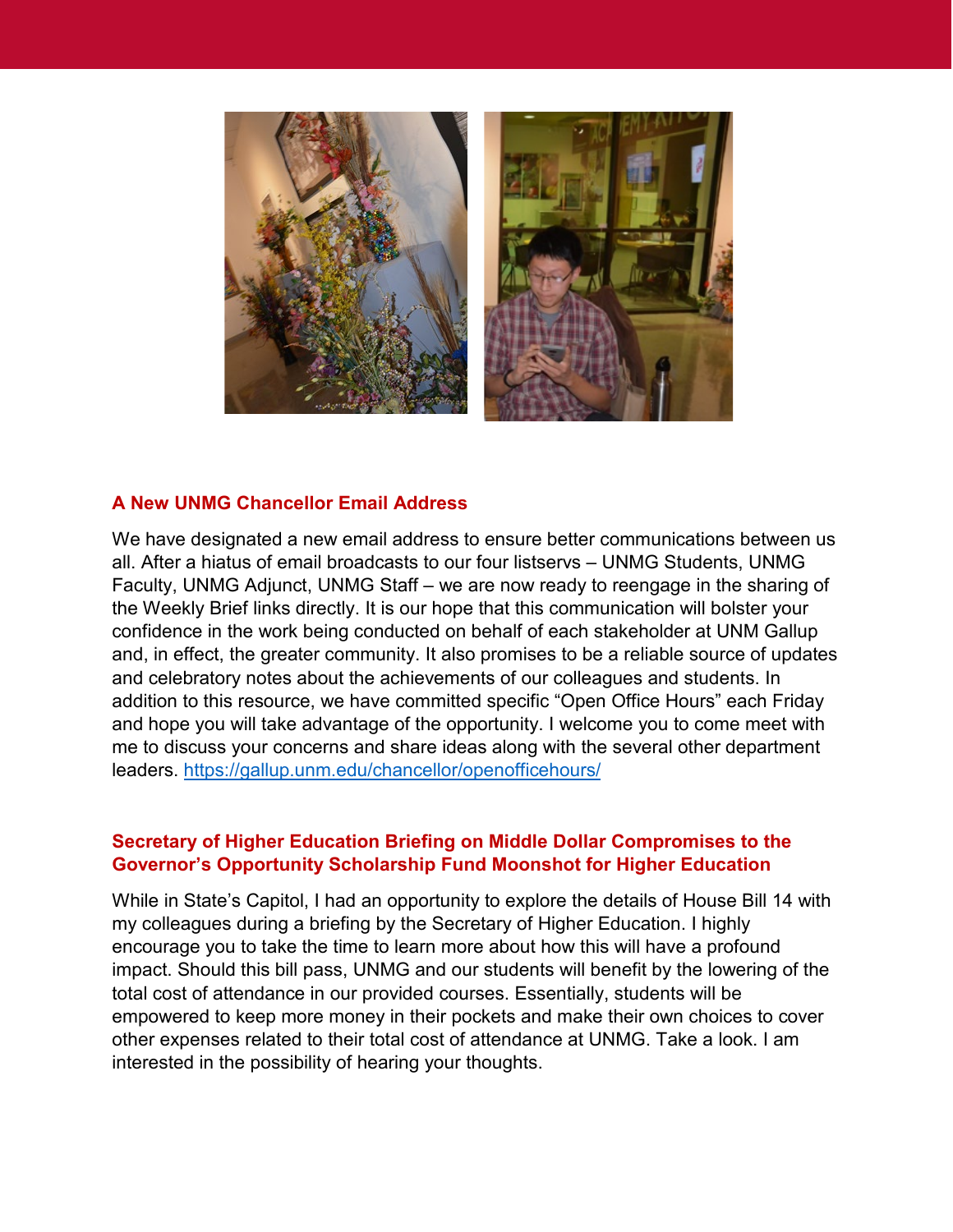## A New UNMG Chancellor Email Address

We have designated a new email address to ensure better communications between us all. After a hiatus of email broadcasts to our four listservs – UNMG Students, UNMG Faculty, UNMG Adjunct, UNMG Staff – we are now ready to reengage in the sharing of the Weekly Brief links directly. It is our hope that this communication will bolster your confidence in the work being conducted on behalf of each stakeholder at UNM Gallup and, in effect, the greater community. It also promises to be a reliable source of updates and celebratory notes about the achievements of our colleagues and students. In addition to this resource, we have committed specific "Open Office Hours" each Friday and hope you will take advantage of the opportunity. I welcome you to come meet with me to discuss your concerns and share ideas along with the several other department leaders. https://gallup.unm.edu/chancellor/openofficehours/

## Secretary of Higher Education Briefing on Middle Dollar Compromises to the Governor's Opportunity Scholarship Fund Moonshot for Higher Education

While in State's Capitol, I had an opportunity to explore the details of House Bill 14 with my colleagues during a briefing by the Secretary of Higher Education. I highly encourage you to take the time to learn more about how this will have a profound impact. Should this bill pass, UNMG and our students will benefit by the lowering of the total cost of attendance in our provided courses. Essentially, students will be empowered to keep more money in their pockets and make their own choices to cover other expenses related to their total cost of attendance at UNMG. Take a look. I am interested in the possibility of hearing your thoughts.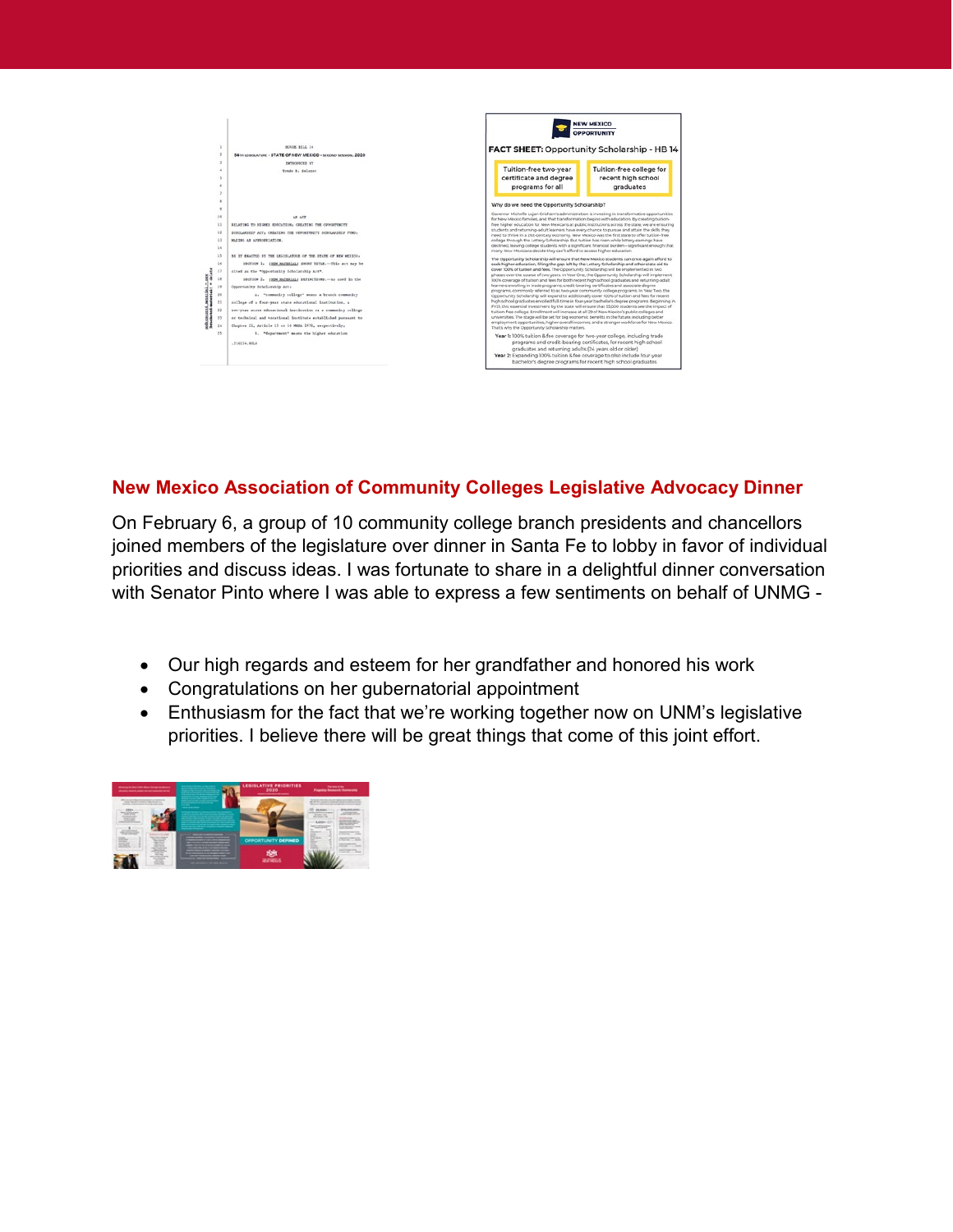## New Mexico Association of Community Colleges Legislative Advocacy Dinner

On February 6, a group of 10 community college branch presidents and chancellors joined members of the legislature over dinner in Santa Fe to lobby in favor of individual priorities and discuss ideas. I was fortunate to share in a delightful dinner conversation with Senator Pinto where I was able to express a few sentiments on behalf of UNMG -

- Our high regards and esteem for her grandfather and honored his work
- Congratulations on her gubernatorial appointment
- Enthusiasm for the fact that we're working together now on UNM's legislative priorities. I believe there will be great things that come of this joint effort.